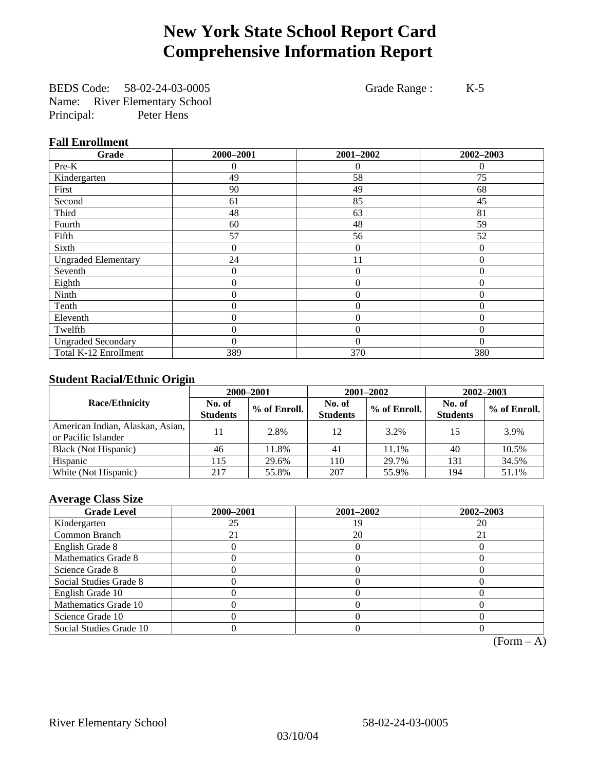# New York State School Report Card
# Comprehensive Information Report

BEDS Code: 58-02-24-03-0005 Grade Range : K-5
Name: River Elementary School
Principal: Peter Hens

### Fall Enrollment

| Grade | 2000–2001 | 2001–2002 | 2002–2003 |
|---|---|---|---|
| Pre-K | 0 | 0 | 0 |
| Kindergarten | 49 | 58 | 75 |
| First | 90 | 49 | 68 |
| Second | 61 | 85 | 45 |
| Third | 48 | 63 | 81 |
| Fourth | 60 | 48 | 59 |
| Fifth | 57 | 56 | 52 |
| Sixth | 0 | 0 | 0 |
| Ungraded Elementary | 24 | 11 | 0 |
| Seventh | 0 | 0 | 0 |
| Eighth | 0 | 0 | 0 |
| Ninth | 0 | 0 | 0 |
| Tenth | 0 | 0 | 0 |
| Eleventh | 0 | 0 | 0 |
| Twelfth | 0 | 0 | 0 |
| Ungraded Secondary | 0 | 0 | 0 |
| Total K-12 Enrollment | 389 | 370 | 380 |

### Student Racial/Ethnic Origin

| Race/Ethnicity | 2000–2001 | | 2001–2002 | | 2002–2003 | |
|---|---|---|---|---|---|---|
| | No. of Students | % of Enroll. | No. of Students | % of Enroll. | No. of Students | % of Enroll. |
| American Indian, Alaskan, Asian, or Pacific Islander | 11 | 2.8% | 12 | 3.2% | 15 | 3.9% |
| Black (Not Hispanic) | 46 | 11.8% | 41 | 11.1% | 40 | 10.5% |
| Hispanic | 115 | 29.6% | 110 | 29.7% | 131 | 34.5% |
| White (Not Hispanic) | 217 | 55.8% | 207 | 55.9% | 194 | 51.1% |

### Average Class Size

| Grade Level | 2000–2001 | 2001–2002 | 2002–2003 |
|---|---|---|---|
| Kindergarten | 25 | 19 | 20 |
| Common Branch | 21 | 20 | 21 |
| English Grade 8 | 0 | 0 | 0 |
| Mathematics Grade 8 | 0 | 0 | 0 |
| Science Grade 8 | 0 | 0 | 0 |
| Social Studies Grade 8 | 0 | 0 | 0 |
| English Grade 10 | 0 | 0 | 0 |
| Mathematics Grade 10 | 0 | 0 | 0 |
| Science Grade 10 | 0 | 0 | 0 |
| Social Studies Grade 10 | 0 | 0 | 0 |

(Form – A)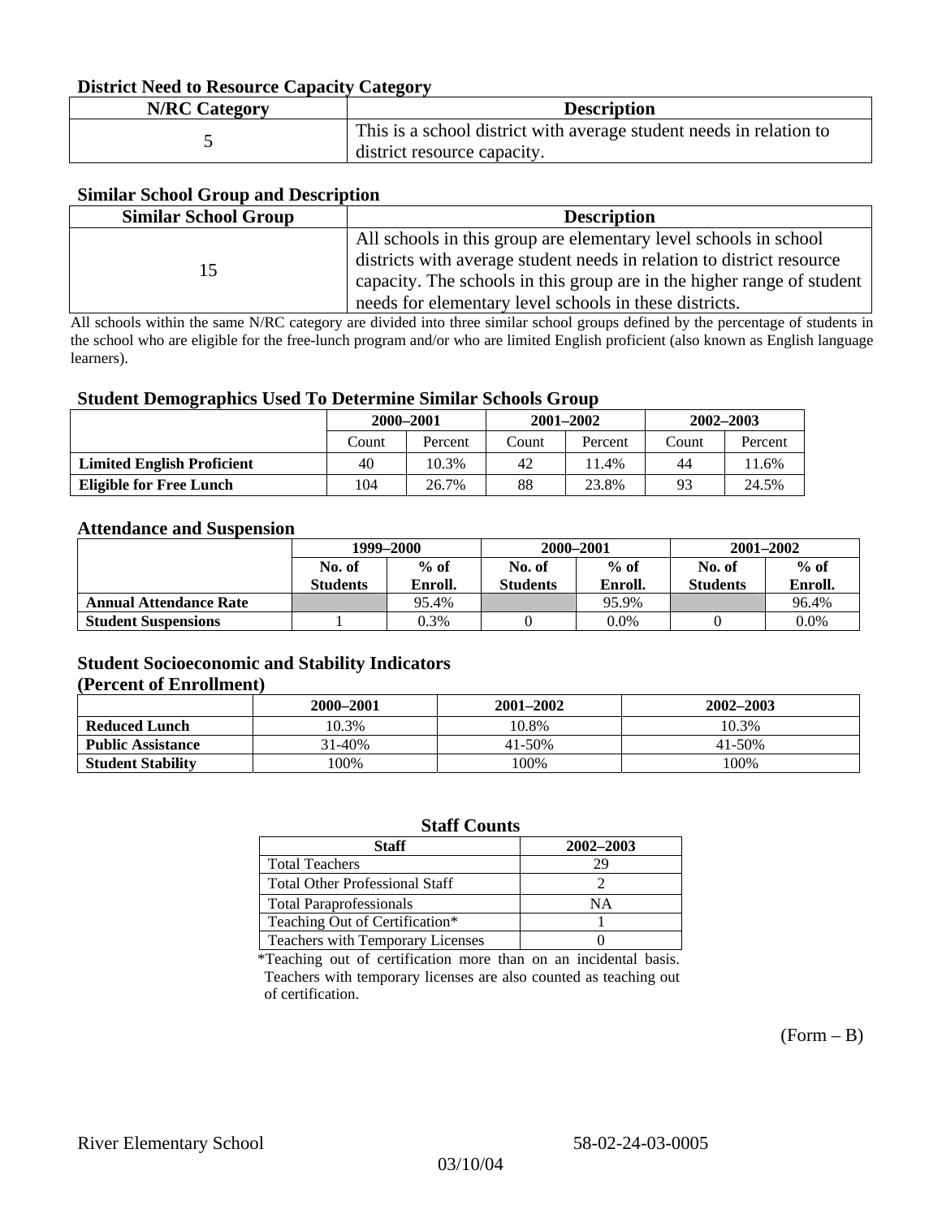### District Need to Resource Capacity Category

| N/RC Category | Description |
|---|---|
| 5 | This is a school district with average student needs in relation to district resource capacity. |

### Similar School Group and Description

| Similar School Group | Description |
|---|---|
| 15 | All schools in this group are elementary level schools in school districts with average student needs in relation to district resource capacity. The schools in this group are in the higher range of student needs for elementary level schools in these districts. |

All schools within the same N/RC category are divided into three similar school groups defined by the percentage of students in the school who are eligible for the free-lunch program and/or who are limited English proficient (also known as English language learners).

### Student Demographics Used To Determine Similar Schools Group

| | 2000–2001 | | 2001–2002 | | 2002–2003 | |
|---|---|---|---|---|---|---|
| | Count | Percent | Count | Percent | Count | Percent |
| **Limited English Proficient** | 40 | 10.3% | 42 | 11.4% | 44 | 11.6% |
| **Eligible for Free Lunch** | 104 | 26.7% | 88 | 23.8% | 93 | 24.5% |

### Attendance and Suspension

| | 1999–2000 | | 2000–2001 | | 2001–2002 | |
|---|---|---|---|---|---|---|
| | No. of Students | % of Enroll. | No. of Students | % of Enroll. | No. of Students | % of Enroll. |
| **Annual Attendance Rate** | | 95.4% | | 95.9% | | 96.4% |
| **Student Suspensions** | 1 | 0.3% | 0 | 0.0% | 0 | 0.0% |

### Student Socioeconomic and Stability Indicators (Percent of Enrollment)

| | 2000–2001 | 2001–2002 | 2002–2003 |
|---|---|---|---|
| **Reduced Lunch** | 10.3% | 10.8% | 10.3% |
| **Public Assistance** | 31-40% | 41-50% | 41-50% |
| **Student Stability** | 100% | 100% | 100% |

### Staff Counts

| Staff | 2002–2003 |
|---|---|
| Total Teachers | 29 |
| Total Other Professional Staff | 2 |
| Total Paraprofessionals | NA |
| Teaching Out of Certification* | 1 |
| Teachers with Temporary Licenses | 0 |

*Teaching out of certification more than on an incidental basis. Teachers with temporary licenses are also counted as teaching out of certification.

(Form – B)

River Elementary School 58-02-24-03-0005

03/10/04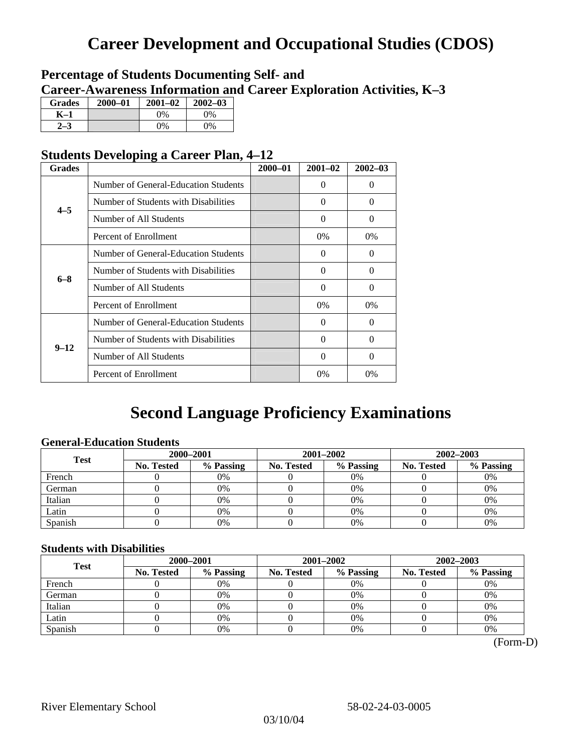# Career Development and Occupational Studies (CDOS)

## Percentage of Students Documenting Self- and Career-Awareness Information and Career Exploration Activities, K–3

| Grades | 2000–01 | 2001–02 | 2002–03 |
|---|---|---|---|
| K–1 | | 0% | 0% |
| 2–3 | | 0% | 0% |

## Students Developing a Career Plan, 4–12

| Grades | | 2000–01 | 2001–02 | 2002–03 |
|---|---|---|---|---|
| 4–5 | Number of General-Education Students | | 0 | 0 |
| | Number of Students with Disabilities | | 0 | 0 |
| | Number of All Students | | 0 | 0 |
| | Percent of Enrollment | | 0% | 0% |
| 6–8 | Number of General-Education Students | | 0 | 0 |
| | Number of Students with Disabilities | | 0 | 0 |
| | Number of All Students | | 0 | 0 |
| | Percent of Enrollment | | 0% | 0% |
| 9–12 | Number of General-Education Students | | 0 | 0 |
| | Number of Students with Disabilities | | 0 | 0 |
| | Number of All Students | | 0 | 0 |
| | Percent of Enrollment | | 0% | 0% |

# Second Language Proficiency Examinations

### General-Education Students

| Test | 2000–2001 | | 2001–2002 | | 2002–2003 | |
|---|---|---|---|---|---|---|
| | No. Tested | % Passing | No. Tested | % Passing | No. Tested | % Passing |
| French | 0 | 0% | 0 | 0% | 0 | 0% |
| German | 0 | 0% | 0 | 0% | 0 | 0% |
| Italian | 0 | 0% | 0 | 0% | 0 | 0% |
| Latin | 0 | 0% | 0 | 0% | 0 | 0% |
| Spanish | 0 | 0% | 0 | 0% | 0 | 0% |

### Students with Disabilities

| Test | 2000–2001 | | 2001–2002 | | 2002–2003 | |
|---|---|---|---|---|---|---|
| | No. Tested | % Passing | No. Tested | % Passing | No. Tested | % Passing |
| French | 0 | 0% | 0 | 0% | 0 | 0% |
| German | 0 | 0% | 0 | 0% | 0 | 0% |
| Italian | 0 | 0% | 0 | 0% | 0 | 0% |
| Latin | 0 | 0% | 0 | 0% | 0 | 0% |
| Spanish | 0 | 0% | 0 | 0% | 0 | 0% |

(Form-D)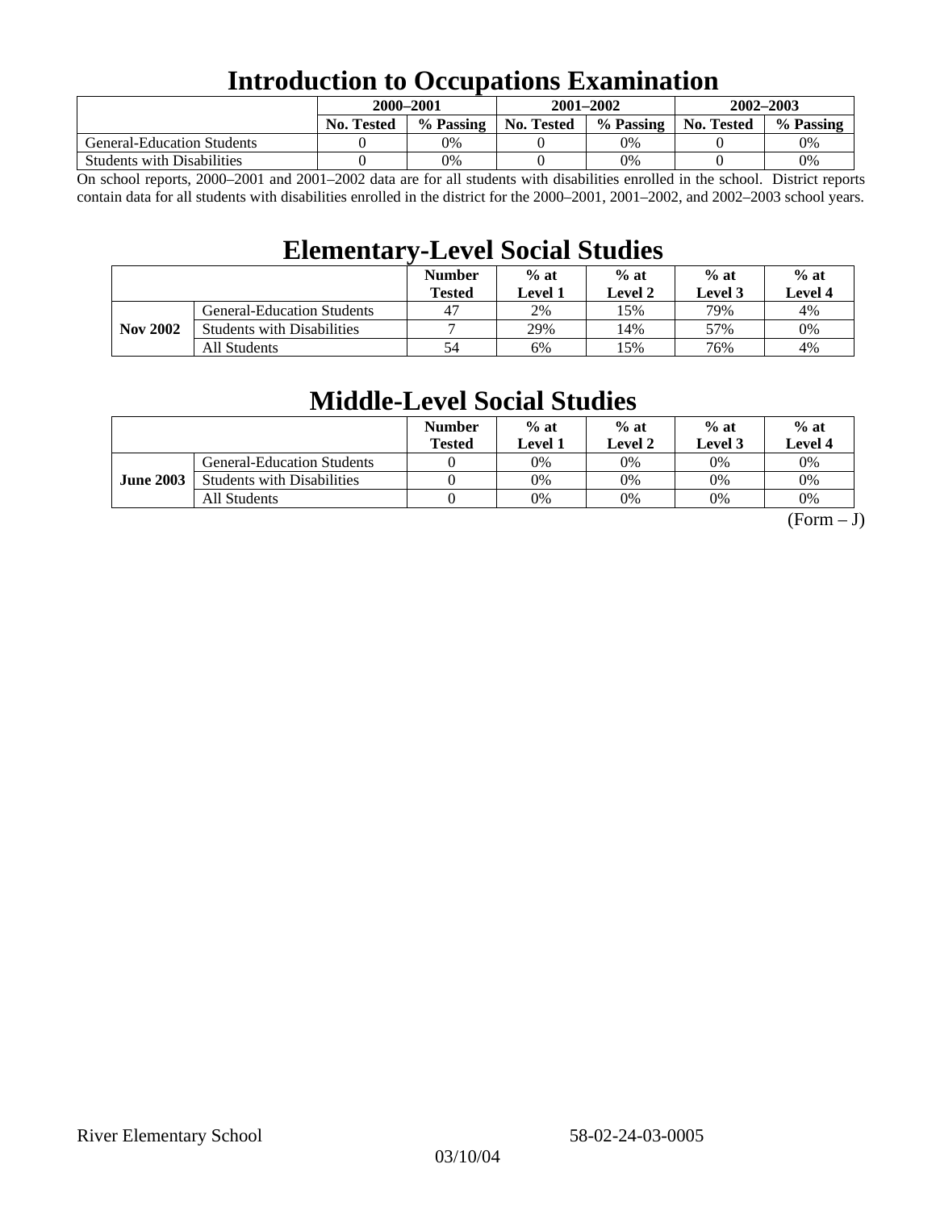# Introduction to Occupations Examination

| | 2000–2001 | | 2001–2002 | | 2002–2003 | |
|---|---|---|---|---|---|---|
| | No. Tested | % Passing | No. Tested | % Passing | No. Tested | % Passing |
| General-Education Students | 0 | 0% | 0 | 0% | 0 | 0% |
| Students with Disabilities | 0 | 0% | 0 | 0% | 0 | 0% |

On school reports, 2000–2001 and 2001–2002 data are for all students with disabilities enrolled in the school. District reports contain data for all students with disabilities enrolled in the district for the 2000–2001, 2001–2002, and 2002–2003 school years.

# Elementary-Level Social Studies

| | | Number Tested | % at Level 1 | % at Level 2 | % at Level 3 | % at Level 4 |
|---|---|---|---|---|---|---|
| Nov 2002 | General-Education Students | 47 | 2% | 15% | 79% | 4% |
| | Students with Disabilities | 7 | 29% | 14% | 57% | 0% |
| | All Students | 54 | 6% | 15% | 76% | 4% |

# Middle-Level Social Studies

| | | Number Tested | % at Level 1 | % at Level 2 | % at Level 3 | % at Level 4 |
|---|---|---|---|---|---|---|
| June 2003 | General-Education Students | 0 | 0% | 0% | 0% | 0% |
| | Students with Disabilities | 0 | 0% | 0% | 0% | 0% |
| | All Students | 0 | 0% | 0% | 0% | 0% |

(Form – J)